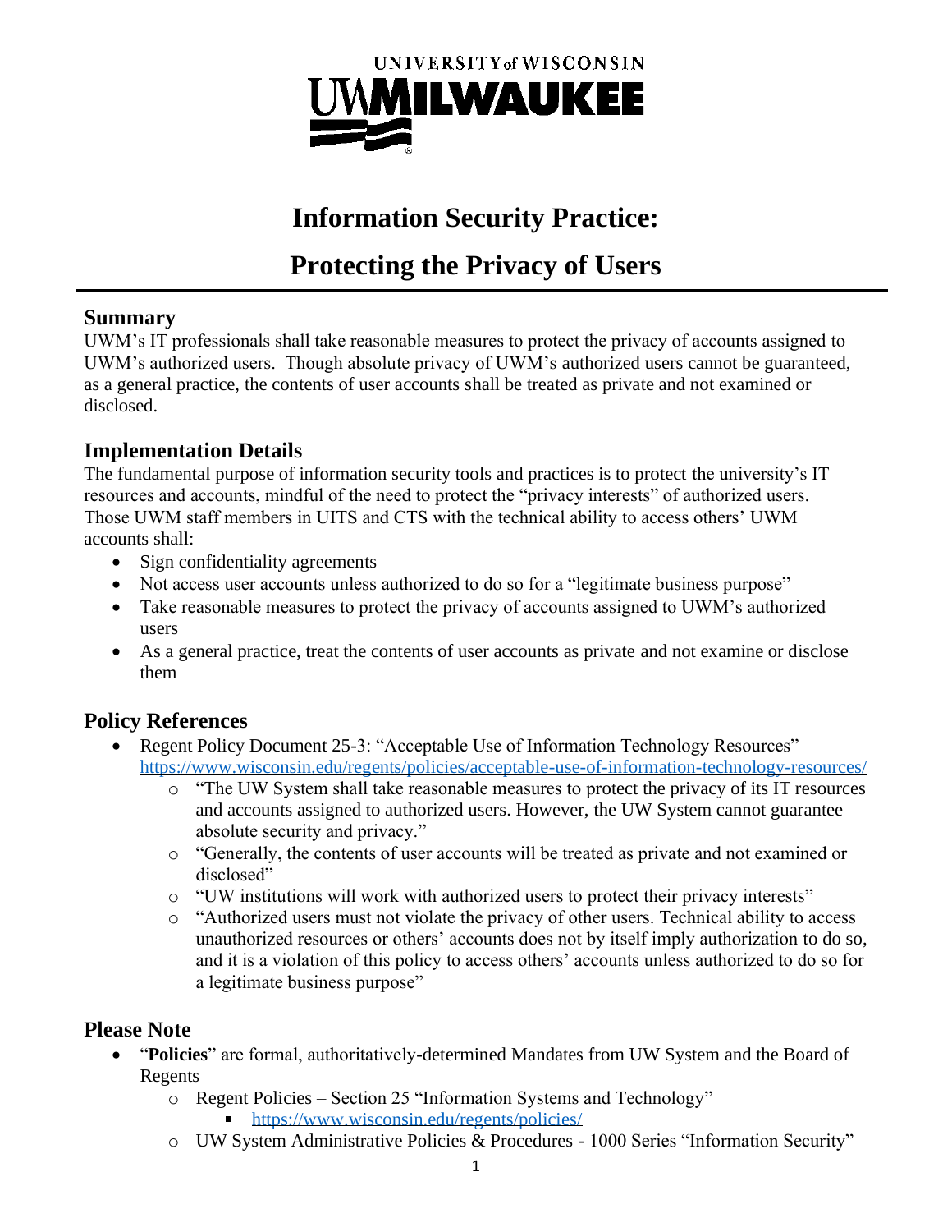UNIVERSITY of WISCONSIN

UWMILWAUKEE

# Information Security Practice:

# Protecting the Privacy of Users

## Summary

UWM's IT professionals shall take reasonable measures to protect the privacy of accounts assigned to UWM's authorized users. Though absolute privacy of UWM's authorized users cannot be guaranteed, as a general practice, the contents of user accounts shall be treated as private and not examined or disclosed.

## Implementation Details

The fundamental purpose of information security tools and practices is to protect the university's IT resources and accounts, mindful of the need to protect the "privacy interests" of authorized users. Those UWM staff members in UITS and CTS with the technical ability to access others' UWM accounts shall:

- Sign confidentiality agreements
- Not access user accounts unless authorized to do so for a "legitimate business purpose"
- Take reasonable measures to protect the privacy of accounts assigned to UWM's authorized users
- As a general practice, treat the contents of user accounts as private and not examine or disclose them

## Policy References

- Regent Policy Document 25-3: "Acceptable Use of Information Technology Resources" https://www.wisconsin.edu/regents/policies/acceptable-use-of-information-technology-resources/
  - "The UW System shall take reasonable measures to protect the privacy of its IT resources and accounts assigned to authorized users. However, the UW System cannot guarantee absolute security and privacy."
  - "Generally, the contents of user accounts will be treated as private and not examined or disclosed"
  - "UW institutions will work with authorized users to protect their privacy interests"
  - "Authorized users must not violate the privacy of other users. Technical ability to access unauthorized resources or others' accounts does not by itself imply authorization to do so, and it is a violation of this policy to access others' accounts unless authorized to do so for a legitimate business purpose"

## Please Note

- "**Policies**" are formal, authoritatively-determined Mandates from UW System and the Board of Regents
  - Regent Policies – Section 25 "Information Systems and Technology"
    - https://www.wisconsin.edu/regents/policies/
  - UW System Administrative Policies & Procedures - 1000 Series "Information Security"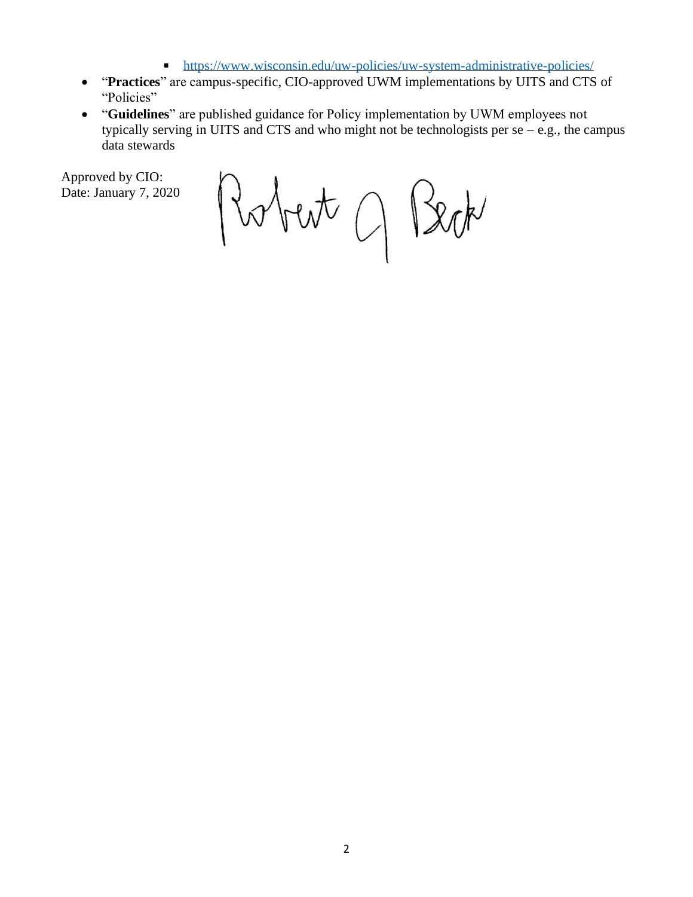- https://www.wisconsin.edu/uw-policies/uw-system-administrative-policies/
- "**Practices**" are campus-specific, CIO-approved UWM implementations by UITS and CTS of "Policies"
- "**Guidelines**" are published guidance for Policy implementation by UWM employees not typically serving in UITS and CTS and who might not be technologists per se – e.g., the campus data stewards

Approved by CIO:
Date: January 7, 2020